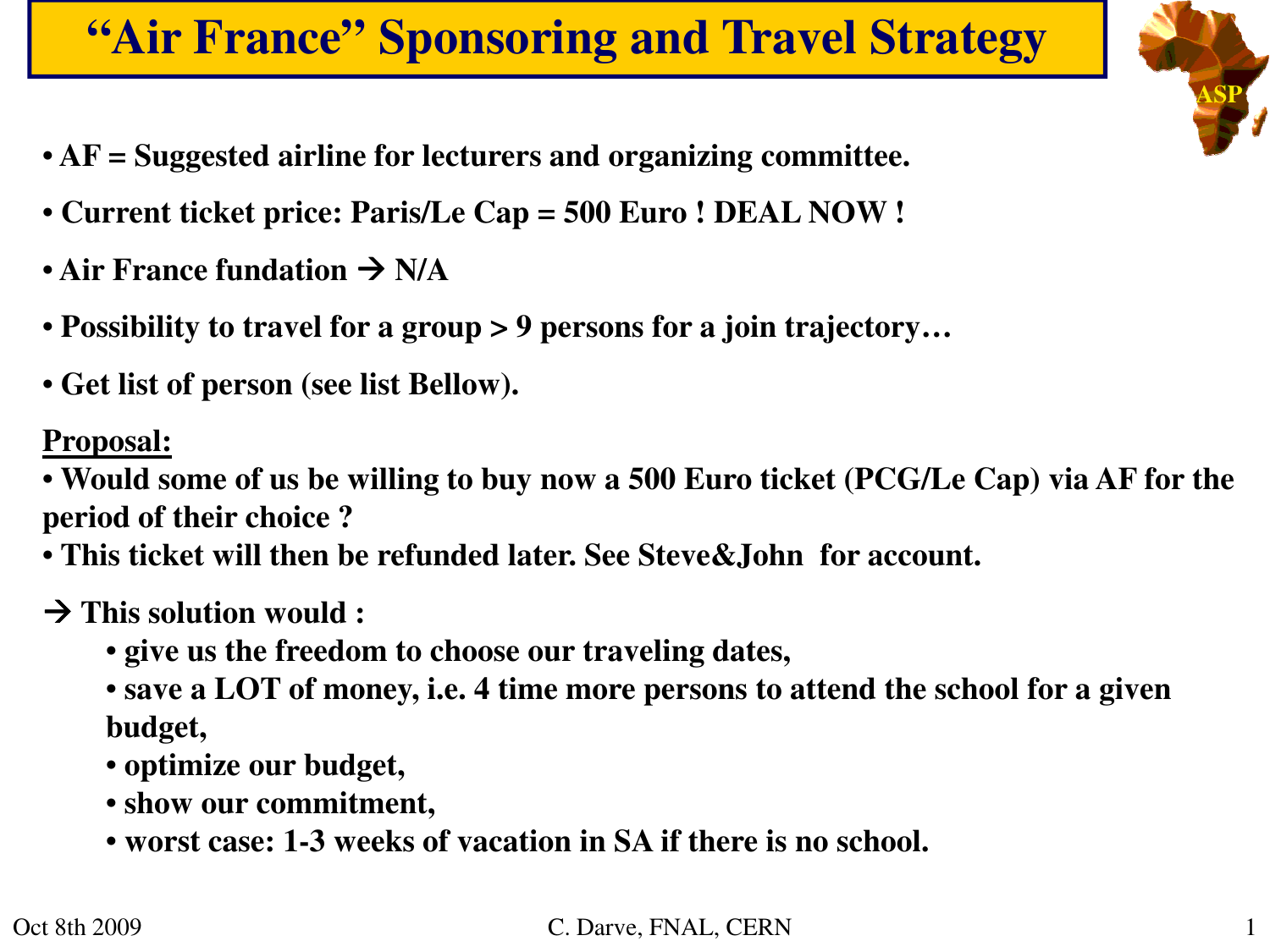# "Air France" Sponsoring and Travel Strategy

- **AF = Suggested airline for lecturers and organizing committee.**
- **Current ticket price: Paris/Le Cap = 500 Euro ! DEAL NOW !**
- **Air France fundation → N/A**
- **Possibility to travel for a group > 9 persons for a join trajectory…**
- **Get list of person (see list Bellow).**

**Proposal:**

- **Would some of us be willing to buy now a 500 Euro ticket (PCG/Le Cap) via AF for the period of their choice ?**
- **This ticket will then be refunded later. See Steve&John for account.**

**→ This solution would :**

- **give us the freedom to choose our traveling dates,**
- **save a LOT of money, i.e. 4 time more persons to attend the school for a given budget,**
- **optimize our budget,**
- **show our commitment,**
- **worst case: 1-3 weeks of vacation in SA if there is no school.**

Oct 8th 2009 C. Darve, FNAL, CERN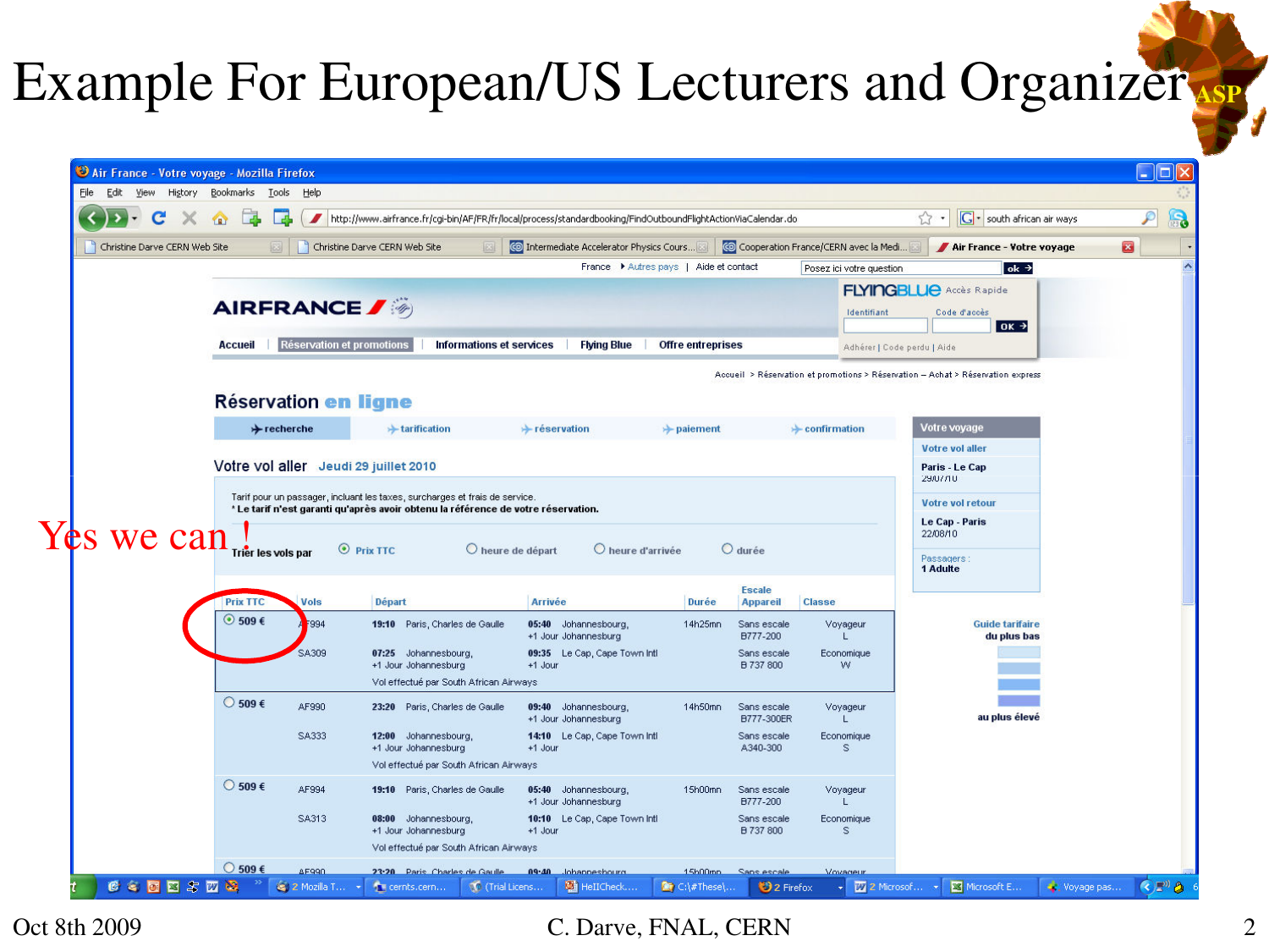# Example For European/US Lecturers and Organizer

Yes we can !

Air France - Votre voyage - Mozilla Firefox

http://www.airfrance.fr/cgi-bin/AF/FR/fr/local/process/standardbooking/FindOutboundFlightActionViaCalendar.do

AIRFRANCE

Accueil | Réservation et promotions | Informations et services | Flying Blue | Offre entreprises

Accueil > Réservation et promotions > Réservation – Achat > Réservation express

## Réservation en ligne

recherche → tarification → réservation → paiement → confirmation

### Votre vol aller Jeudi 29 juillet 2010

Tarif pour un passager, incluant les taxes, surcharges et frais de service.
* Le tarif n'est garanti qu'après avoir obtenu la référence de votre réservation.

Trier les vols par: Prix TTC | heure de départ | heure d'arrivée | durée

| Prix TTC | Vols | Départ | Arrivée | Durée | Escale Appareil | Classe |
|---|---|---|---|---|---|---|
| 509 € | AF994 | 19:10 Paris, Charles de Gaulle | 05:40 Johannesburg, +1 Jour Johannesburg | 14h25mn | Sans escale B777-200 | Voyageur L |
| | SA309 | 07:25 Johannesburg, +1 Jour Johannesburg | 09:35 Le Cap, Cape Town Intl +1 Jour | | Sans escale B 737 800 | Economique W |
| | | Vol effectué par South African Airways | | | | |
| 509 € | AF990 | 23:20 Paris, Charles de Gaulle | 09:40 Johannesburg, +1 Jour Johannesburg | 14h50mn | Sans escale B777-300ER | Voyageur L |
| | SA333 | 12:00 Johannesburg, +1 Jour Johannesburg | 14:10 Le Cap, Cape Town Intl +1 Jour | | Sans escale A340-300 | Economique S |
| | | Vol effectué par South African Airways | | | | |
| 509 € | AF994 | 19:10 Paris, Charles de Gaulle | 05:40 Johannesburg, +1 Jour Johannesburg | 15h00mn | Sans escale B777-200 | Voyageur L |
| | SA313 | 08:00 Johannesburg, +1 Jour Johannesburg | 10:10 Le Cap, Cape Town Intl +1 Jour | | Sans escale B 737 800 | Economique S |
| | | Vol effectué par South African Airways | | | | |
| 509 € | AF990 | 23:20 Paris, Charles de Gaulle | 09:40 Johannesburg | 15h00mn | Sans escale | Voyageur |

**Votre voyage**

Votre vol aller: Paris - Le Cap, 29/07/10

Votre vol retour: Le Cap - Paris, 22/08/10

Passagers: 1 Adulte

Guide tarifaire du plus bas … au plus élevé

Oct 8th 2009 — C. Darve, FNAL, CERN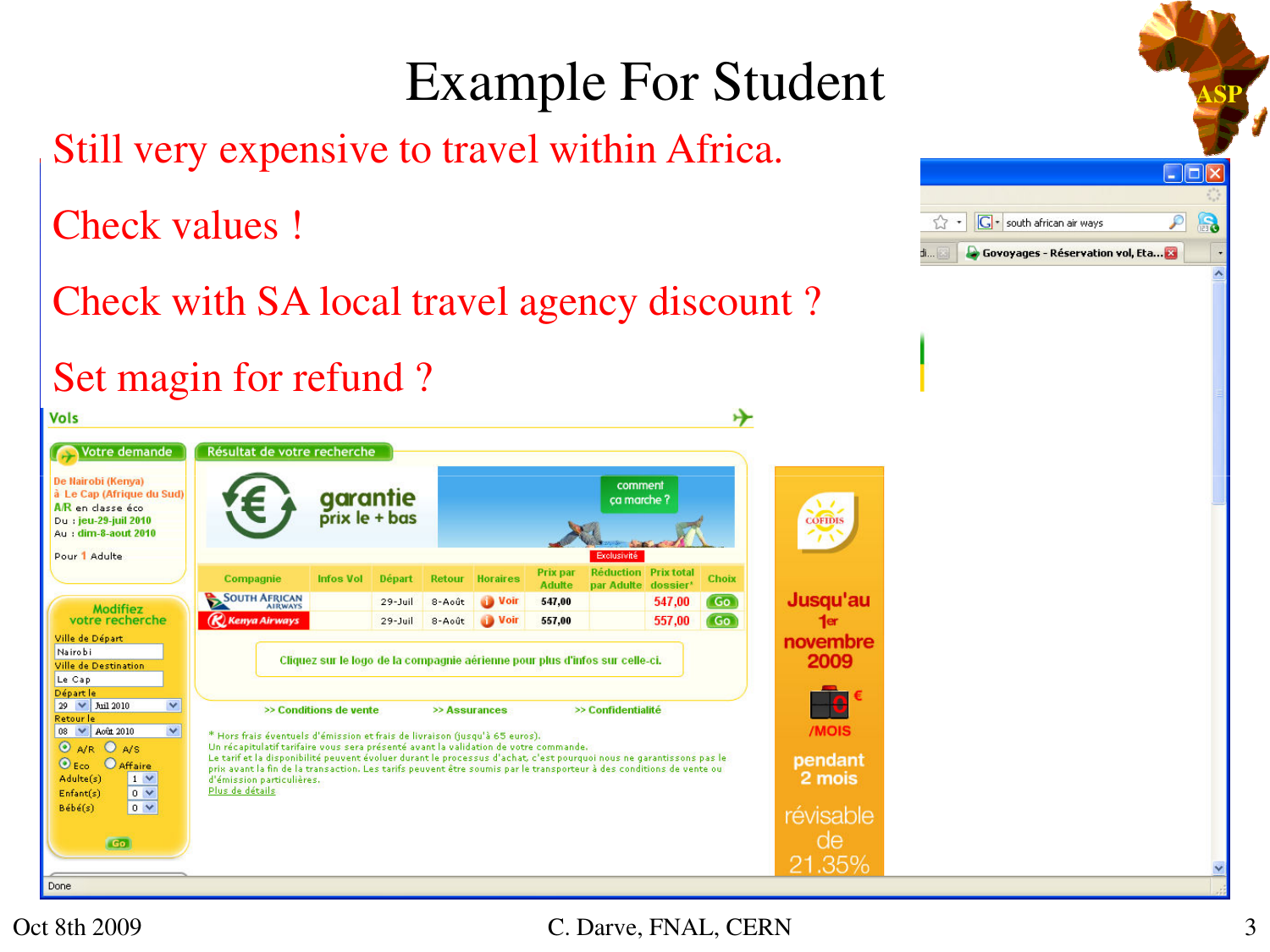# Example For Student

Still very expensive to travel within Africa.

Check values !

Check with SA local travel agency discount ?

Set magin for refund ?

**Vols**

**Votre demande**

De Nairobi (Kenya)
à Le Cap (Afrique du Sud)
A/R en classe éco
Du : jeu-29-juil 2010
Au : dim-8-aout 2010

Pour 1 Adulte

**Résultat de votre recherche**

garantie prix le + bas

| Compagnie | Infos Vol | Départ | Retour | Horaires | Prix par Adulte | Réduction par Adulte | Prix total dossier* | Choix |
|---|---|---|---|---|---|---|---|---|
| South African Airways | | 29-Juil | 8-Août | Voir | 547,00 | | 547,00 | Go |
| Kenya Airways | | 29-Juil | 8-Août | Voir | 557,00 | | 557,00 | Go |

Cliquez sur le logo de la compagnie aérienne pour plus d'infos sur celle-ci.

>> Conditions de vente >> Assurances >> Confidentialité

* Hors frais éventuels d'émission et frais de livraison (jusqu'à 65 euros).
Un récapitulatif tarifaire vous sera présenté avant la validation de votre commande.
Le tarif et la disponibilité peuvent évoluer durant le processus d'achat, c'est pourquoi nous ne garantissons pas le prix avant la fin de la transaction. Les tarifs peuvent être soumis par le transporteur à des conditions de vente ou d'émission particulières.
Plus de détails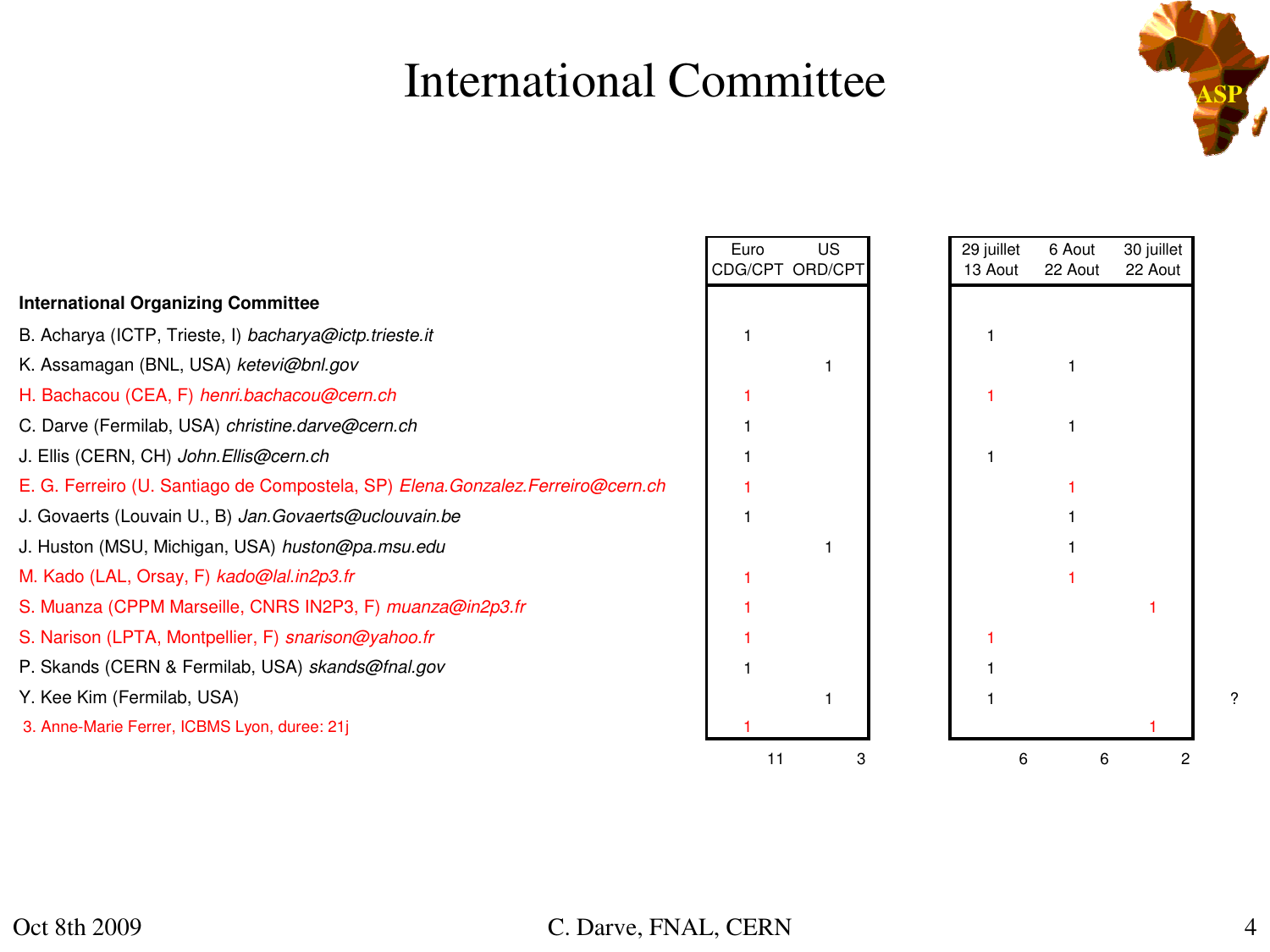# International Committee

| International Organizing Committee | Euro CDG/CPT | US ORD/CPT | 29 juillet 13 Aout | 6 Aout 22 Aout | 30 juillet 22 Aout | |
|---|---|---|---|---|---|---|
| B. Acharya (ICTP, Trieste, I) *bacharya@ictp.trieste.it* | 1 | | 1 | | | |
| K. Assamagan (BNL, USA) *ketevi@bnl.gov* | | 1 | | 1 | | |
| H. Bachacou (CEA, F) *henri.bachacou@cern.ch* | 1 | | 1 | | | |
| C. Darve (Fermilab, USA) *christine.darve@cern.ch* | 1 | | | 1 | | |
| J. Ellis (CERN, CH) *John.Ellis@cern.ch* | 1 | | 1 | | | |
| E. G. Ferreiro (U. Santiago de Compostela, SP) *Elena.Gonzalez.Ferreiro@cern.ch* | 1 | | | 1 | | |
| J. Govaerts (Louvain U., B) *Jan.Govaerts@uclouvain.be* | 1 | | | 1 | | |
| J. Huston (MSU, Michigan, USA) *huston@pa.msu.edu* | | 1 | | 1 | | |
| M. Kado (LAL, Orsay, F) *kado@lal.in2p3.fr* | 1 | | | 1 | | |
| S. Muanza (CPPM Marseille, CNRS IN2P3, F) *muanza@in2p3.fr* | 1 | | | | 1 | |
| S. Narison (LPTA, Montpellier, F) *snarison@yahoo.fr* | 1 | | 1 | | | |
| P. Skands (CERN & Fermilab, USA) *skands@fnal.gov* | 1 | | 1 | | | |
| Y. Kee Kim (Fermilab, USA) | | 1 | 1 | | | ? |
| 3. Anne-Marie Ferrer, ICBMS Lyon, duree: 21j | 1 | | | | 1 | |
| | 11 | 3 | 6 | 6 | 2 | |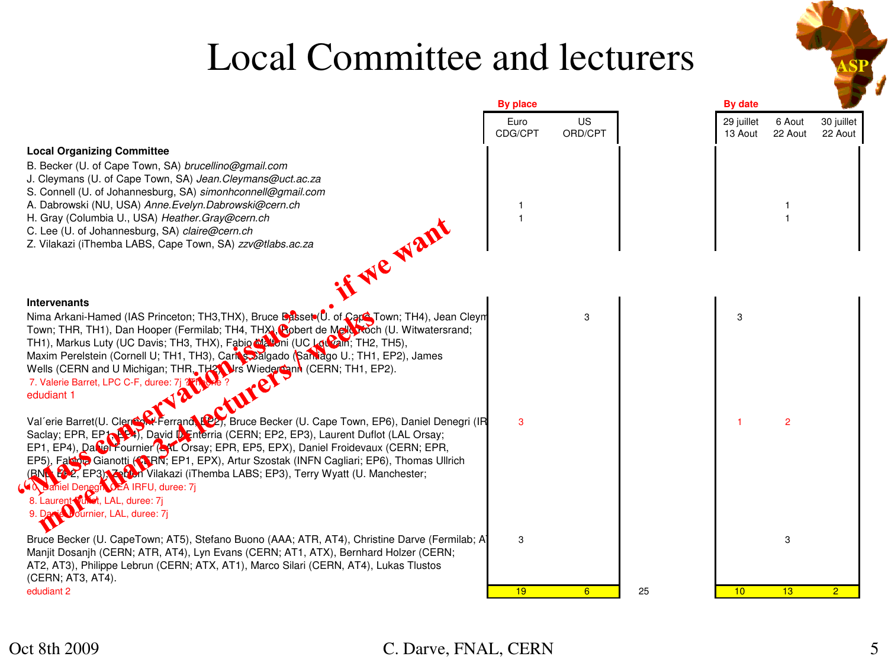# Local Committee and lecturers

| | By place | | | By date | | |
|---|---|---|---|---|---|---|
| | Euro CDG/CPT | US ORD/CPT | | 29 juillet 13 Aout | 6 Aout 22 Aout | 30 juillet 22 Aout |
| **Local Organizing Committee** | | | | | | |
| B. Becker (U. of Cape Town, SA) *brucellino@gmail.com* | | | | | | |
| J. Cleymans (U. of Cape Town, SA) *Jean.Cleymans@uct.ac.za* | | | | | | |
| S. Connell (U. of Johannesburg, SA) *simonhconnell@gmail.com* | | | | | | |
| A. Dabrowski (NU, USA) *Anne.Evelyn.Dabrowski@cern.ch* | 1 | | | | 1 | |
| H. Gray (Columbia U., USA) *Heather.Gray@cern.ch* | 1 | | | | 1 | |
| C. Lee (U. of Johannesburg, SA) *claire@cern.ch* | | | | | | |
| Z. Vilakazi (iThemba LABS, Cape Town, SA) *zzv@tlabs.ac.za* | | | | | | |
| **Intervenants** | | | | | | |
| Nima Arkani-Hamed (IAS Princeton; TH3,THX), Bruce Basset (U. of Cape Town; TH4), Jean Cleym Town; THR, TH1), Dan Hooper (Fermilab; TH4, THX), Robert de Mello Koch (U. Witwatersrand; TH1), Markus Luty (UC Davis; TH3, THX), Fabio Maltoni (UC Louvain; TH2, TH5), Maxim Perelstein (Cornell U; TH1, TH3), Carlos Salgado (Santiago U.; TH1, EP2), James Wells (CERN and U Michigan; THR, TH2), Urs Wiedemann (CERN; TH1, EP2). 7. Valerie Barret, LPC C-F, duree: 7j ?Theorie ? edudiant 1 | | 3 | | 3 | | |
| Val´erie Barret(U. Clermont-Ferrand, EP2), Bruce Becker (U. Cape Town, EP6), Daniel Denegri (IR Saclay; EPR, EP1, EP4), David D'Enterria (CERN; EP2, EP3), Laurent Duflot (LAL Orsay; EP1, EP4), Daniel Fournier (LAL Orsay; EPR, EP5, EPX), Daniel Froidevaux (CERN; EPR, EP5), Fabiola Gianotti (CERN; EP1, EPX), Artur Szostak (INFN Cagliari; EP6), Thomas Ullrich (BNL; EP2, EP3), Zeblon Vilakazi (iThemba LABS; EP3), Terry Wyatt (U. Manchester; 10. Daniel Denegri, CEA IRFU, duree: 7j 8. Laurent Duflot, LAL, duree: 7j 9. Daniel Fournier, LAL, duree: 7j | 3 | | | 1 | 2 | |
| Bruce Becker (U. CapeTown; AT5), Stefano Buono (AAA; ATR, AT4), Christine Darve (Fermilab; A Manjit Dosanjh (CERN; ATR, AT4), Lyn Evans (CERN; AT1, ATX), Bernhard Holzer (CERN; AT2, AT3), Philippe Lebrun (CERN; ATX, AT1), Marco Silari (CERN, AT4), Lukas Tlustos (CERN; AT3, AT4). edudiant 2 | 3 | | | | 3 | |
| | 19 | 6 | 25 | 10 | 13 | 2 |

"Mass conservation issue"… if we want more than 3-4 lecturers / weeks

Oct 8th 2009 — C. Darve, FNAL, CERN